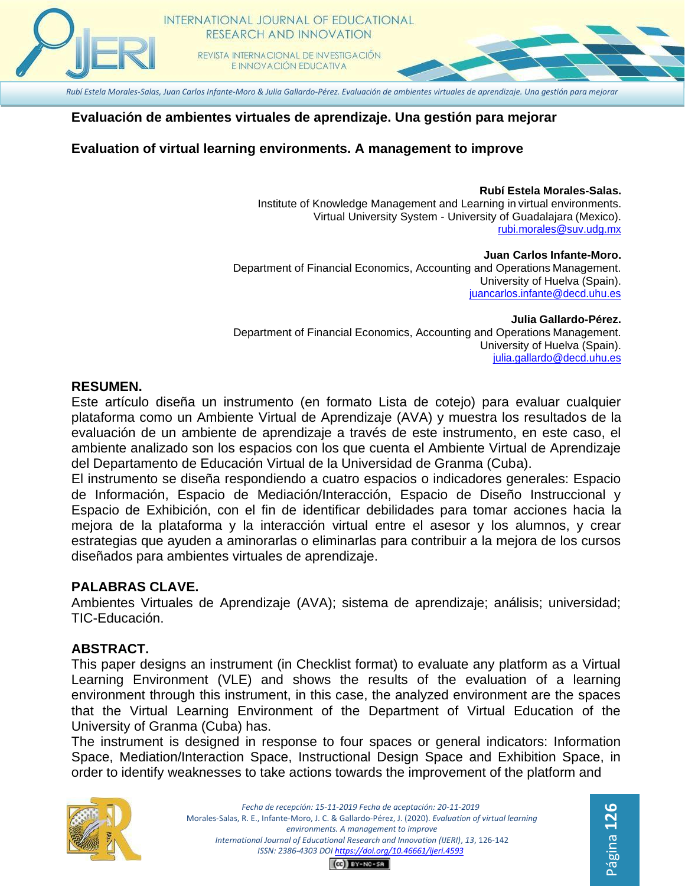# Evaluación de ambientes virtuales de aprendizaje. Una gestión para mejorar

# Evaluation of virtual learning environments. A management to improve

**Rubí Estela Morales-Salas.**
Institute of Knowledge Management and Learning in virtual environments.
Virtual University System - University of Guadalajara (Mexico).
rubi.morales@suv.udg.mx

**Juan Carlos Infante-Moro.**
Department of Financial Economics, Accounting and Operations Management.
University of Huelva (Spain).
juancarlos.infante@decd.uhu.es

**Julia Gallardo-Pérez.**
Department of Financial Economics, Accounting and Operations Management.
University of Huelva (Spain).
julia.gallardo@decd.uhu.es

## RESUMEN.

Este artículo diseña un instrumento (en formato Lista de cotejo) para evaluar cualquier plataforma como un Ambiente Virtual de Aprendizaje (AVA) y muestra los resultados de la evaluación de un ambiente de aprendizaje a través de este instrumento, en este caso, el ambiente analizado son los espacios con los que cuenta el Ambiente Virtual de Aprendizaje del Departamento de Educación Virtual de la Universidad de Granma (Cuba).

El instrumento se diseña respondiendo a cuatro espacios o indicadores generales: Espacio de Información, Espacio de Mediación/Interacción, Espacio de Diseño Instruccional y Espacio de Exhibición, con el fin de identificar debilidades para tomar acciones hacia la mejora de la plataforma y la interacción virtual entre el asesor y los alumnos, y crear estrategias que ayuden a aminorarlas o eliminarlas para contribuir a la mejora de los cursos diseñados para ambientes virtuales de aprendizaje.

## PALABRAS CLAVE.

Ambientes Virtuales de Aprendizaje (AVA); sistema de aprendizaje; análisis; universidad; TIC-Educación.

## ABSTRACT.

This paper designs an instrument (in Checklist format) to evaluate any platform as a Virtual Learning Environment (VLE) and shows the results of the evaluation of a learning environment through this instrument, in this case, the analyzed environment are the spaces that the Virtual Learning Environment of the Department of Virtual Education of the University of Granma (Cuba) has.

The instrument is designed in response to four spaces or general indicators: Information Space, Mediation/Interaction Space, Instructional Design Space and Exhibition Space, in order to identify weaknesses to take actions towards the improvement of the platform and

*Fecha de recepción: 15-11-2019 Fecha de aceptación: 20-11-2019*
Morales-Salas, R. E., Infante-Moro, J. C. & Gallardo-Pérez, J. (2020). *Evaluation of virtual learning environments. A management to improve*
*International Journal of Educational Research and Innovation (IJERI), 13*, 126-142
*ISSN: 2386-4303 DOI* https://doi.org/10.46661/ijeri.4593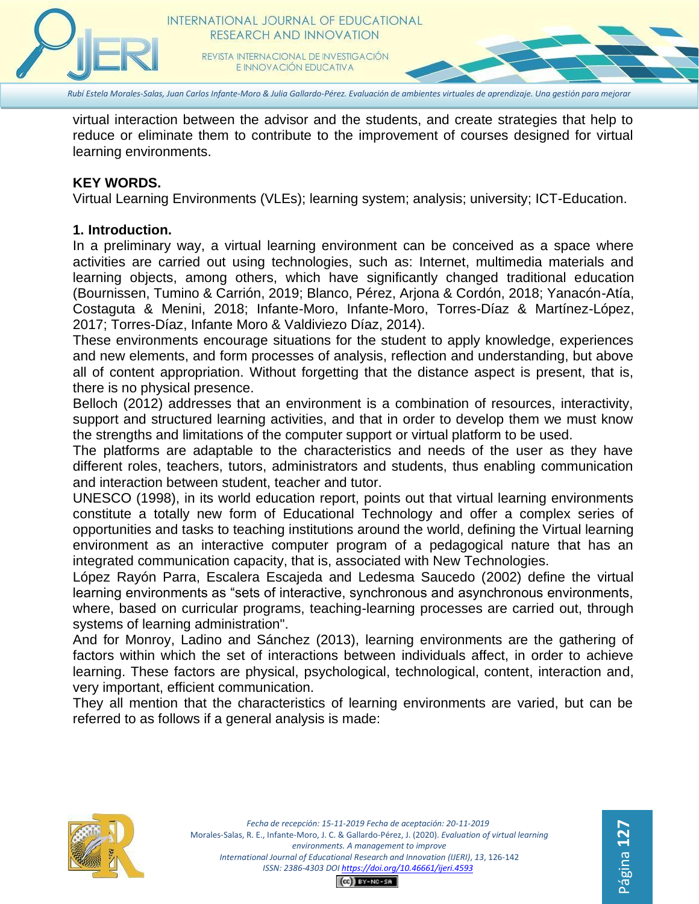virtual interaction between the advisor and the students, and create strategies that help to reduce or eliminate them to contribute to the improvement of courses designed for virtual learning environments.

**KEY WORDS.**

Virtual Learning Environments (VLEs); learning system; analysis; university; ICT-Education.

## 1. Introduction.

In a preliminary way, a virtual learning environment can be conceived as a space where activities are carried out using technologies, such as: Internet, multimedia materials and learning objects, among others, which have significantly changed traditional education (Bournissen, Tumino & Carrión, 2019; Blanco, Pérez, Arjona & Cordón, 2018; Yanacón-Atía, Costaguta & Menini, 2018; Infante-Moro, Infante-Moro, Torres-Díaz & Martínez-López, 2017; Torres-Díaz, Infante Moro & Valdiviezo Díaz, 2014).

These environments encourage situations for the student to apply knowledge, experiences and new elements, and form processes of analysis, reflection and understanding, but above all of content appropriation. Without forgetting that the distance aspect is present, that is, there is no physical presence.

Belloch (2012) addresses that an environment is a combination of resources, interactivity, support and structured learning activities, and that in order to develop them we must know the strengths and limitations of the computer support or virtual platform to be used.

The platforms are adaptable to the characteristics and needs of the user as they have different roles, teachers, tutors, administrators and students, thus enabling communication and interaction between student, teacher and tutor.

UNESCO (1998), in its world education report, points out that virtual learning environments constitute a totally new form of Educational Technology and offer a complex series of opportunities and tasks to teaching institutions around the world, defining the Virtual learning environment as an interactive computer program of a pedagogical nature that has an integrated communication capacity, that is, associated with New Technologies.

López Rayón Parra, Escalera Escajeda and Ledesma Saucedo (2002) define the virtual learning environments as "sets of interactive, synchronous and asynchronous environments, where, based on curricular programs, teaching-learning processes are carried out, through systems of learning administration".

And for Monroy, Ladino and Sánchez (2013), learning environments are the gathering of factors within which the set of interactions between individuals affect, in order to achieve learning. These factors are physical, psychological, technological, content, interaction and, very important, efficient communication.

They all mention that the characteristics of learning environments are varied, but can be referred to as follows if a general analysis is made: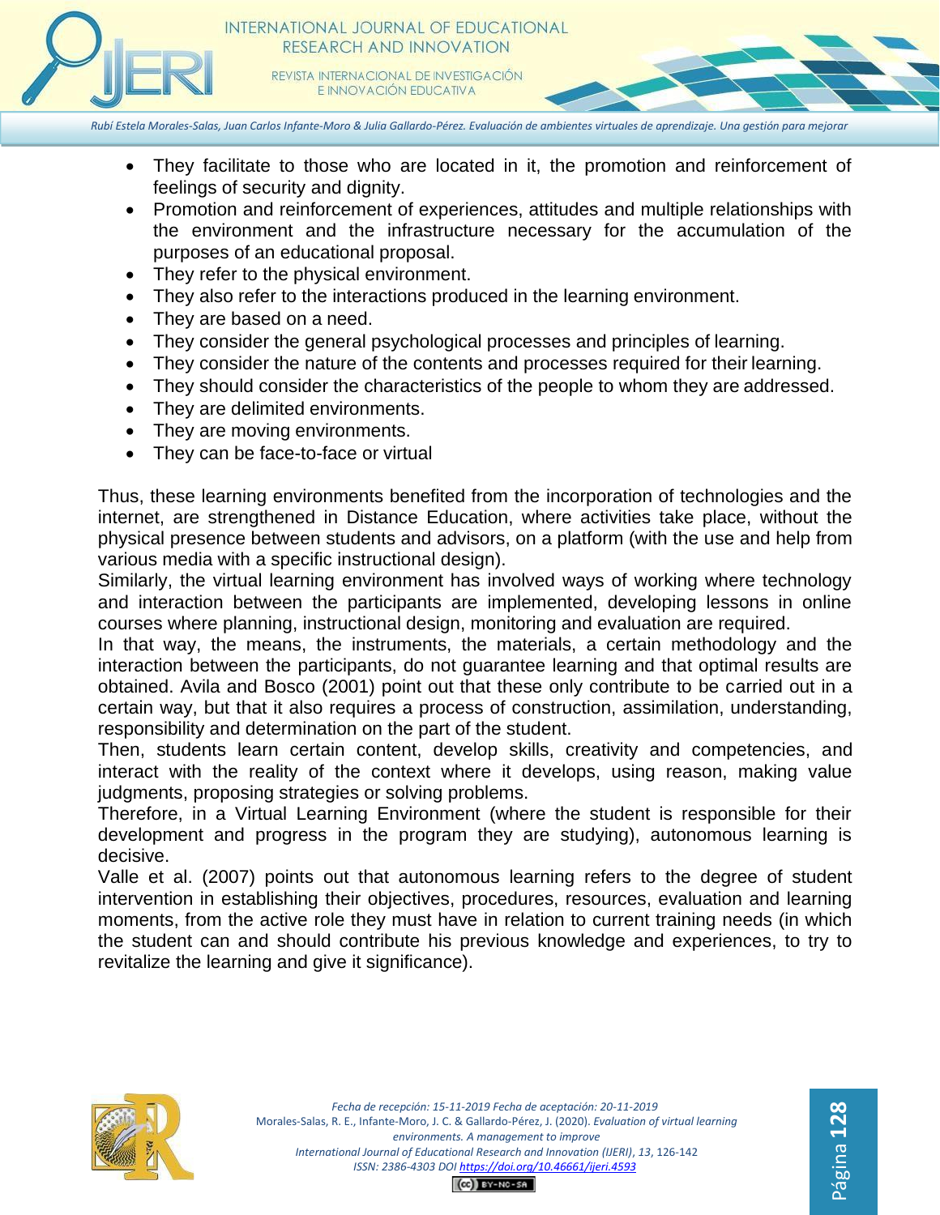- They facilitate to those who are located in it, the promotion and reinforcement of feelings of security and dignity.
- Promotion and reinforcement of experiences, attitudes and multiple relationships with the environment and the infrastructure necessary for the accumulation of the purposes of an educational proposal.
- They refer to the physical environment.
- They also refer to the interactions produced in the learning environment.
- They are based on a need.
- They consider the general psychological processes and principles of learning.
- They consider the nature of the contents and processes required for their learning.
- They should consider the characteristics of the people to whom they are addressed.
- They are delimited environments.
- They are moving environments.
- They can be face-to-face or virtual

Thus, these learning environments benefited from the incorporation of technologies and the internet, are strengthened in Distance Education, where activities take place, without the physical presence between students and advisors, on a platform (with the use and help from various media with a specific instructional design).

Similarly, the virtual learning environment has involved ways of working where technology and interaction between the participants are implemented, developing lessons in online courses where planning, instructional design, monitoring and evaluation are required.

In that way, the means, the instruments, the materials, a certain methodology and the interaction between the participants, do not guarantee learning and that optimal results are obtained. Avila and Bosco (2001) point out that these only contribute to be carried out in a certain way, but that it also requires a process of construction, assimilation, understanding, responsibility and determination on the part of the student.

Then, students learn certain content, develop skills, creativity and competencies, and interact with the reality of the context where it develops, using reason, making value judgments, proposing strategies or solving problems.

Therefore, in a Virtual Learning Environment (where the student is responsible for their development and progress in the program they are studying), autonomous learning is decisive.

Valle et al. (2007) points out that autonomous learning refers to the degree of student intervention in establishing their objectives, procedures, resources, evaluation and learning moments, from the active role they must have in relation to current training needs (in which the student can and should contribute his previous knowledge and experiences, to try to revitalize the learning and give it significance).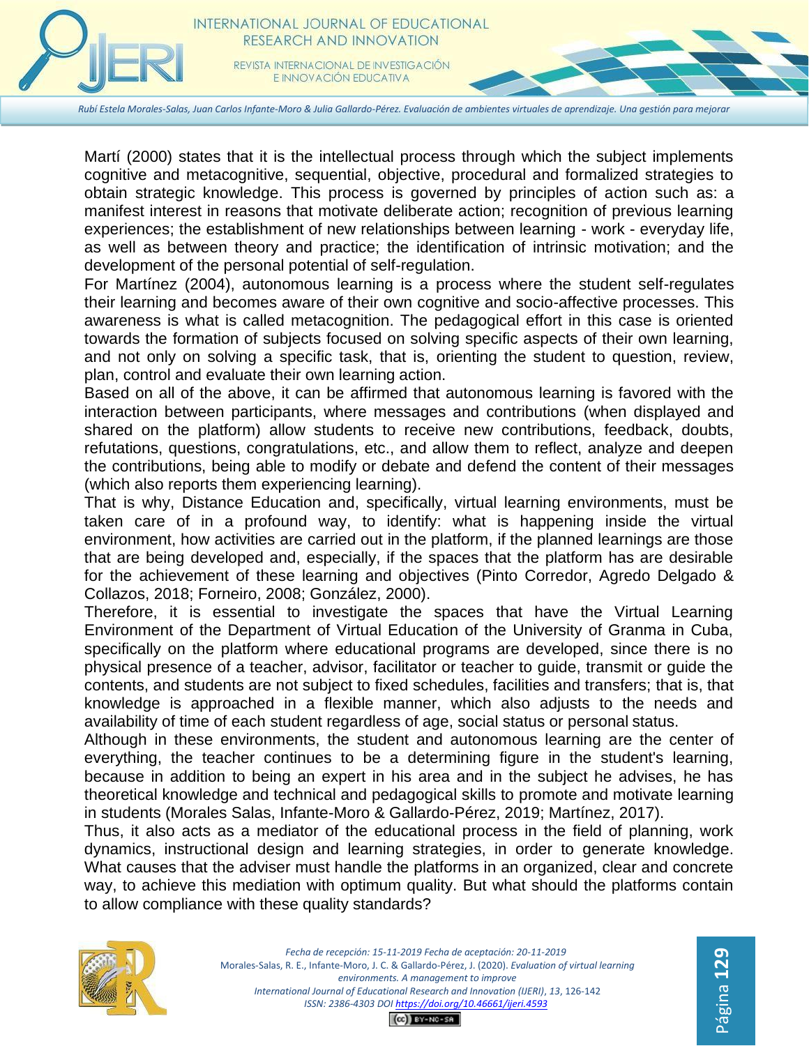Martí (2000) states that it is the intellectual process through which the subject implements cognitive and metacognitive, sequential, objective, procedural and formalized strategies to obtain strategic knowledge. This process is governed by principles of action such as: a manifest interest in reasons that motivate deliberate action; recognition of previous learning experiences; the establishment of new relationships between learning - work - everyday life, as well as between theory and practice; the identification of intrinsic motivation; and the development of the personal potential of self-regulation.

For Martínez (2004), autonomous learning is a process where the student self-regulates their learning and becomes aware of their own cognitive and socio-affective processes. This awareness is what is called metacognition. The pedagogical effort in this case is oriented towards the formation of subjects focused on solving specific aspects of their own learning, and not only on solving a specific task, that is, orienting the student to question, review, plan, control and evaluate their own learning action.

Based on all of the above, it can be affirmed that autonomous learning is favored with the interaction between participants, where messages and contributions (when displayed and shared on the platform) allow students to receive new contributions, feedback, doubts, refutations, questions, congratulations, etc., and allow them to reflect, analyze and deepen the contributions, being able to modify or debate and defend the content of their messages (which also reports them experiencing learning).

That is why, Distance Education and, specifically, virtual learning environments, must be taken care of in a profound way, to identify: what is happening inside the virtual environment, how activities are carried out in the platform, if the planned learnings are those that are being developed and, especially, if the spaces that the platform has are desirable for the achievement of these learning and objectives (Pinto Corredor, Agredo Delgado & Collazos, 2018; Forneiro, 2008; González, 2000).

Therefore, it is essential to investigate the spaces that have the Virtual Learning Environment of the Department of Virtual Education of the University of Granma in Cuba, specifically on the platform where educational programs are developed, since there is no physical presence of a teacher, advisor, facilitator or teacher to guide, transmit or guide the contents, and students are not subject to fixed schedules, facilities and transfers; that is, that knowledge is approached in a flexible manner, which also adjusts to the needs and availability of time of each student regardless of age, social status or personal status.

Although in these environments, the student and autonomous learning are the center of everything, the teacher continues to be a determining figure in the student's learning, because in addition to being an expert in his area and in the subject he advises, he has theoretical knowledge and technical and pedagogical skills to promote and motivate learning in students (Morales Salas, Infante-Moro & Gallardo-Pérez, 2019; Martínez, 2017).

Thus, it also acts as a mediator of the educational process in the field of planning, work dynamics, instructional design and learning strategies, in order to generate knowledge. What causes that the adviser must handle the platforms in an organized, clear and concrete way, to achieve this mediation with optimum quality. But what should the platforms contain to allow compliance with these quality standards?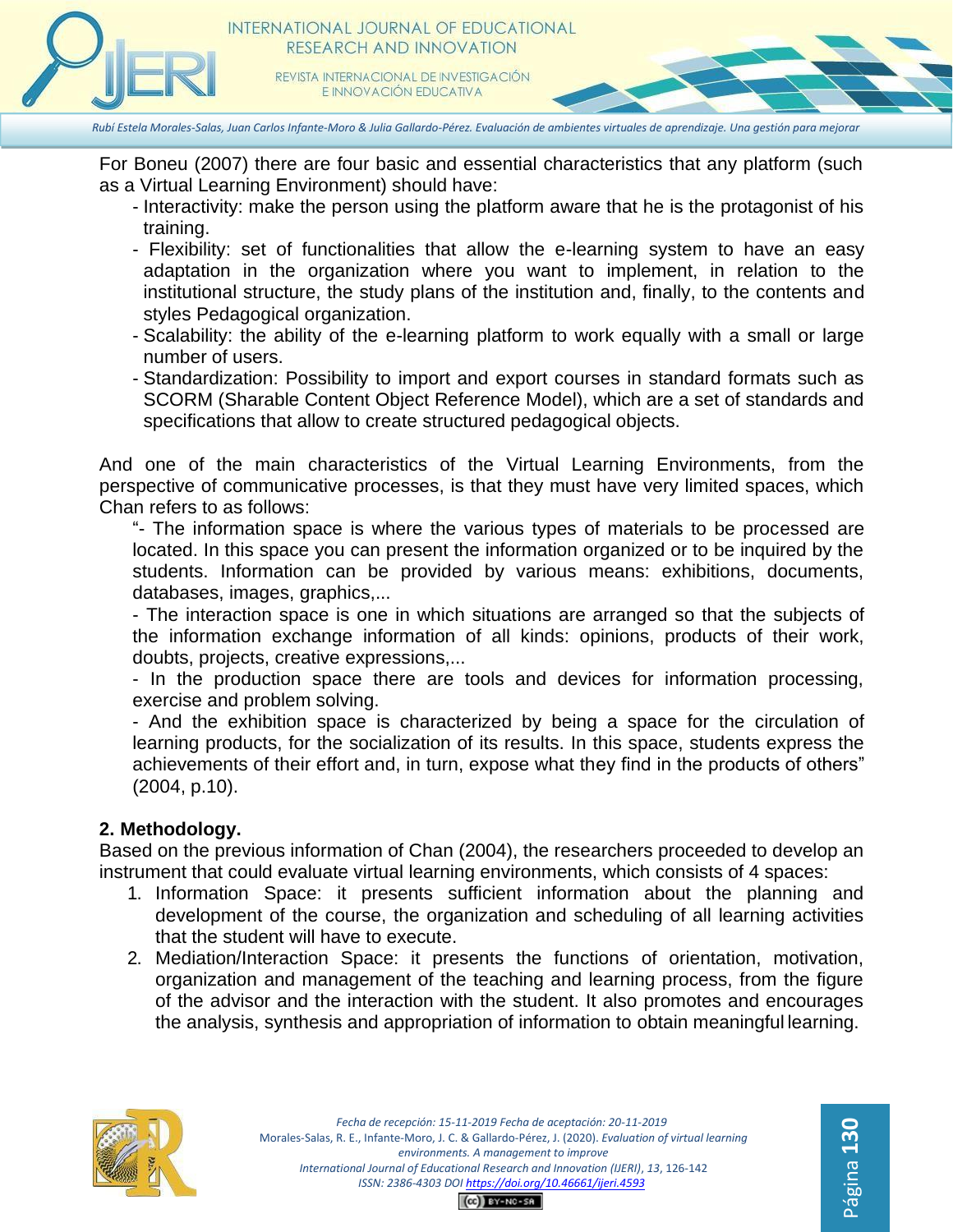For Boneu (2007) there are four basic and essential characteristics that any platform (such as a Virtual Learning Environment) should have:

- Interactivity: make the person using the platform aware that he is the protagonist of his training.
- Flexibility: set of functionalities that allow the e-learning system to have an easy adaptation in the organization where you want to implement, in relation to the institutional structure, the study plans of the institution and, finally, to the contents and styles Pedagogical organization.
- Scalability: the ability of the e-learning platform to work equally with a small or large number of users.
- Standardization: Possibility to import and export courses in standard formats such as SCORM (Sharable Content Object Reference Model), which are a set of standards and specifications that allow to create structured pedagogical objects.

And one of the main characteristics of the Virtual Learning Environments, from the perspective of communicative processes, is that they must have very limited spaces, which Chan refers to as follows:

> "- The information space is where the various types of materials to be processed are located. In this space you can present the information organized or to be inquired by the students. Information can be provided by various means: exhibitions, documents, databases, images, graphics,...
>
> - The interaction space is one in which situations are arranged so that the subjects of the information exchange information of all kinds: opinions, products of their work, doubts, projects, creative expressions,...
>
> - In the production space there are tools and devices for information processing, exercise and problem solving.
>
> - And the exhibition space is characterized by being a space for the circulation of learning products, for the socialization of its results. In this space, students express the achievements of their effort and, in turn, expose what they find in the products of others" (2004, p.10).

## 2. Methodology.

Based on the previous information of Chan (2004), the researchers proceeded to develop an instrument that could evaluate virtual learning environments, which consists of 4 spaces:

1. Information Space: it presents sufficient information about the planning and development of the course, the organization and scheduling of all learning activities that the student will have to execute.
2. Mediation/Interaction Space: it presents the functions of orientation, motivation, organization and management of the teaching and learning process, from the figure of the advisor and the interaction with the student. It also promotes and encourages the analysis, synthesis and appropriation of information to obtain meaningful learning.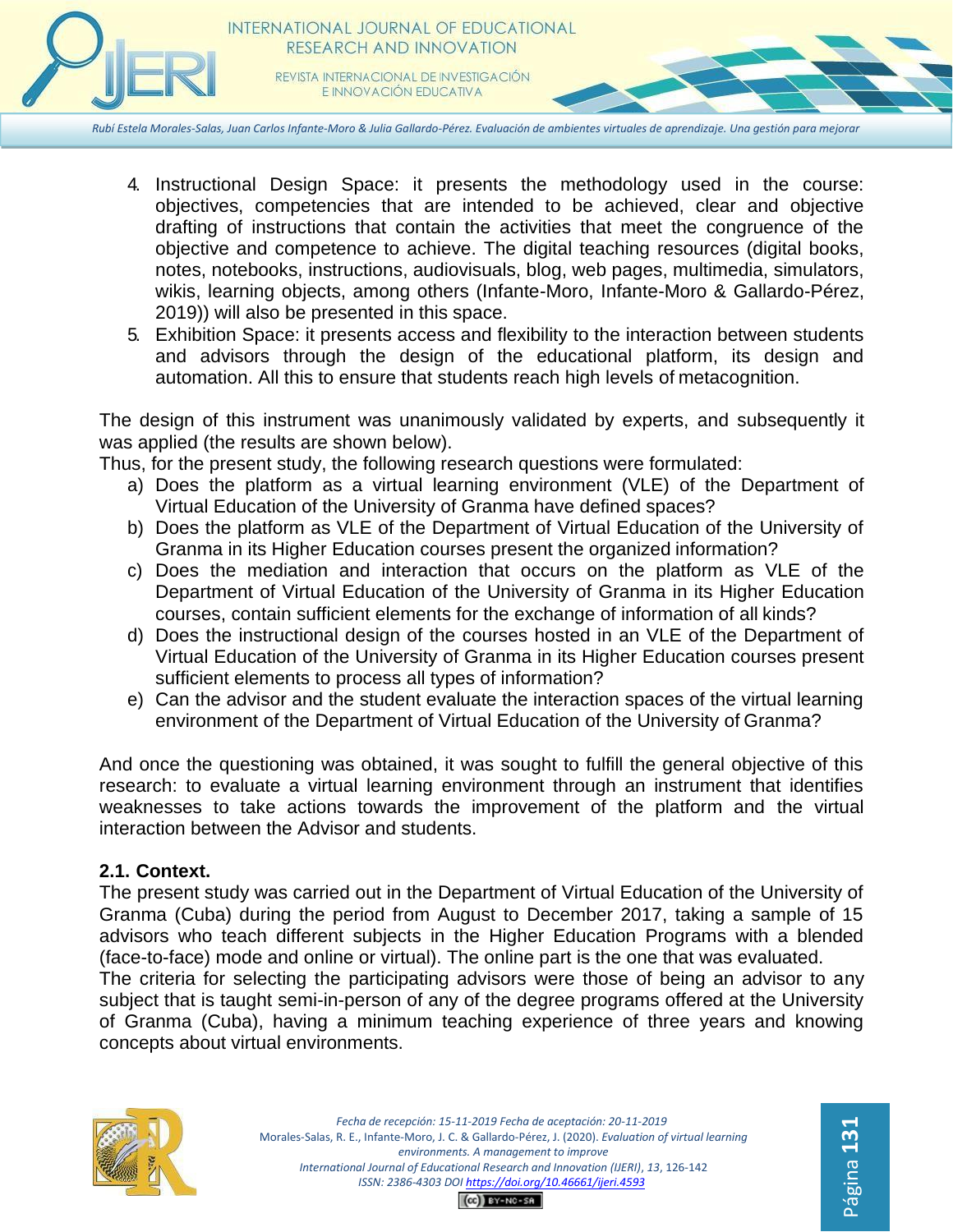4. Instructional Design Space: it presents the methodology used in the course: objectives, competencies that are intended to be achieved, clear and objective drafting of instructions that contain the activities that meet the congruence of the objective and competence to achieve. The digital teaching resources (digital books, notes, notebooks, instructions, audiovisuals, blog, web pages, multimedia, simulators, wikis, learning objects, among others (Infante-Moro, Infante-Moro & Gallardo-Pérez, 2019)) will also be presented in this space.
5. Exhibition Space: it presents access and flexibility to the interaction between students and advisors through the design of the educational platform, its design and automation. All this to ensure that students reach high levels of metacognition.

The design of this instrument was unanimously validated by experts, and subsequently it was applied (the results are shown below).

Thus, for the present study, the following research questions were formulated:

a) Does the platform as a virtual learning environment (VLE) of the Department of Virtual Education of the University of Granma have defined spaces?
b) Does the platform as VLE of the Department of Virtual Education of the University of Granma in its Higher Education courses present the organized information?
c) Does the mediation and interaction that occurs on the platform as VLE of the Department of Virtual Education of the University of Granma in its Higher Education courses, contain sufficient elements for the exchange of information of all kinds?
d) Does the instructional design of the courses hosted in an VLE of the Department of Virtual Education of the University of Granma in its Higher Education courses present sufficient elements to process all types of information?
e) Can the advisor and the student evaluate the interaction spaces of the virtual learning environment of the Department of Virtual Education of the University of Granma?

And once the questioning was obtained, it was sought to fulfill the general objective of this research: to evaluate a virtual learning environment through an instrument that identifies weaknesses to take actions towards the improvement of the platform and the virtual interaction between the Advisor and students.

### 2.1. Context.

The present study was carried out in the Department of Virtual Education of the University of Granma (Cuba) during the period from August to December 2017, taking a sample of 15 advisors who teach different subjects in the Higher Education Programs with a blended (face-to-face) mode and online or virtual). The online part is the one that was evaluated.

The criteria for selecting the participating advisors were those of being an advisor to any subject that is taught semi-in-person of any of the degree programs offered at the University of Granma (Cuba), having a minimum teaching experience of three years and knowing concepts about virtual environments.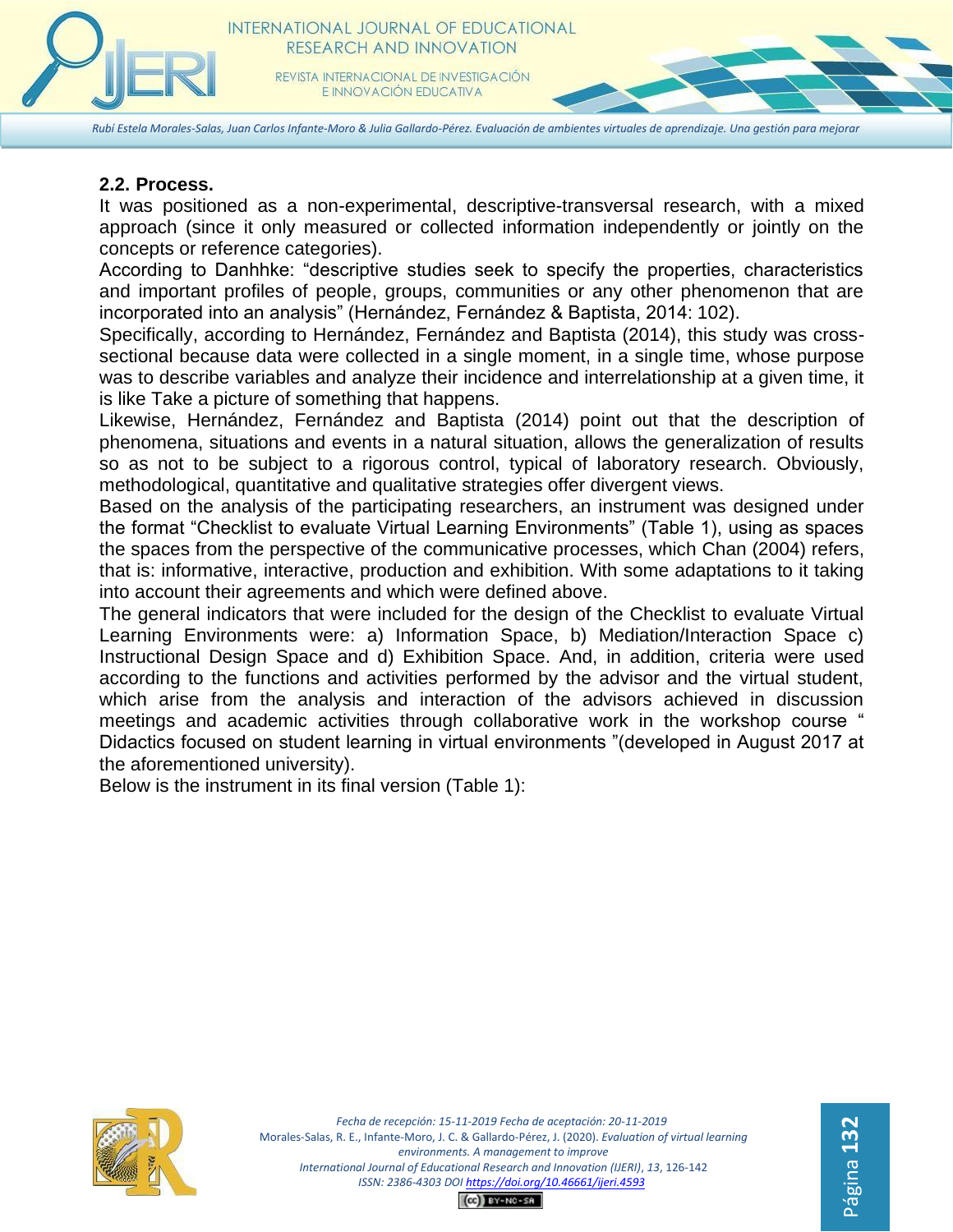### 2.2. Process.

It was positioned as a non-experimental, descriptive-transversal research, with a mixed approach (since it only measured or collected information independently or jointly on the concepts or reference categories).

According to Danhhke: "descriptive studies seek to specify the properties, characteristics and important profiles of people, groups, communities or any other phenomenon that are incorporated into an analysis" (Hernández, Fernández & Baptista, 2014: 102).

Specifically, according to Hernández, Fernández and Baptista (2014), this study was cross-sectional because data were collected in a single moment, in a single time, whose purpose was to describe variables and analyze their incidence and interrelationship at a given time, it is like Take a picture of something that happens.

Likewise, Hernández, Fernández and Baptista (2014) point out that the description of phenomena, situations and events in a natural situation, allows the generalization of results so as not to be subject to a rigorous control, typical of laboratory research. Obviously, methodological, quantitative and qualitative strategies offer divergent views.

Based on the analysis of the participating researchers, an instrument was designed under the format "Checklist to evaluate Virtual Learning Environments" (Table 1), using as spaces the spaces from the perspective of the communicative processes, which Chan (2004) refers, that is: informative, interactive, production and exhibition. With some adaptations to it taking into account their agreements and which were defined above.

The general indicators that were included for the design of the Checklist to evaluate Virtual Learning Environments were: a) Information Space, b) Mediation/Interaction Space c) Instructional Design Space and d) Exhibition Space. And, in addition, criteria were used according to the functions and activities performed by the advisor and the virtual student, which arise from the analysis and interaction of the advisors achieved in discussion meetings and academic activities through collaborative work in the workshop course " Didactics focused on student learning in virtual environments "(developed in August 2017 at the aforementioned university).

Below is the instrument in its final version (Table 1):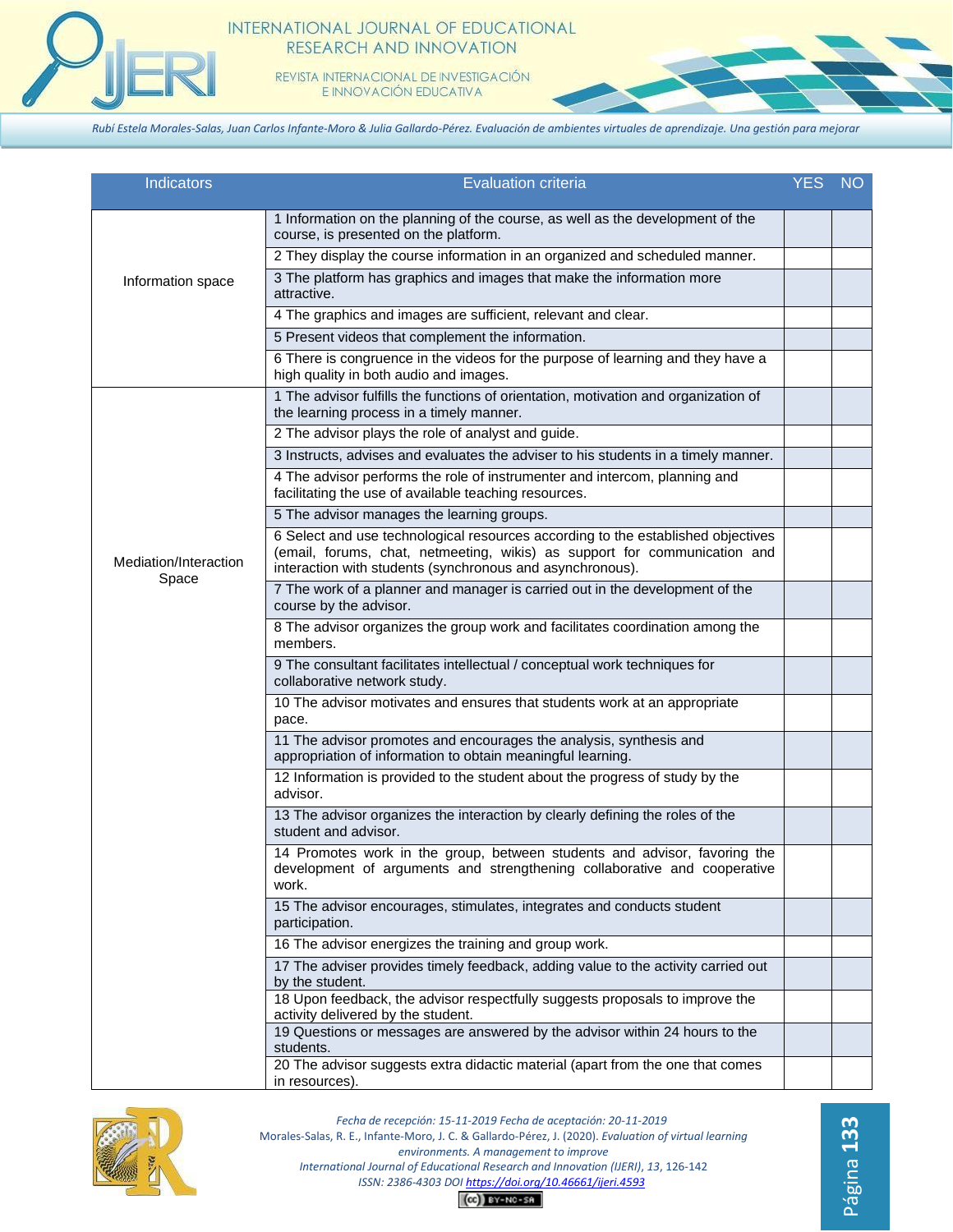| Indicators | Evaluation criteria | YES | NO |
|---|---|---|---|
| Information space | 1 Information on the planning of the course, as well as the development of the course, is presented on the platform. | | |
| | 2 They display the course information in an organized and scheduled manner. | | |
| | 3 The platform has graphics and images that make the information more attractive. | | |
| | 4 The graphics and images are sufficient, relevant and clear. | | |
| | 5 Present videos that complement the information. | | |
| | 6 There is congruence in the videos for the purpose of learning and they have a high quality in both audio and images. | | |
| Mediation/Interaction Space | 1 The advisor fulfills the functions of orientation, motivation and organization of the learning process in a timely manner. | | |
| | 2 The advisor plays the role of analyst and guide. | | |
| | 3 Instructs, advises and evaluates the adviser to his students in a timely manner. | | |
| | 4 The advisor performs the role of instrumenter and intercom, planning and facilitating the use of available teaching resources. | | |
| | 5 The advisor manages the learning groups. | | |
| | 6 Select and use technological resources according to the established objectives (email, forums, chat, netmeeting, wikis) as support for communication and interaction with students (synchronous and asynchronous). | | |
| | 7 The work of a planner and manager is carried out in the development of the course by the advisor. | | |
| | 8 The advisor organizes the group work and facilitates coordination among the members. | | |
| | 9 The consultant facilitates intellectual / conceptual work techniques for collaborative network study. | | |
| | 10 The advisor motivates and ensures that students work at an appropriate pace. | | |
| | 11 The advisor promotes and encourages the analysis, synthesis and appropriation of information to obtain meaningful learning. | | |
| | 12 Information is provided to the student about the progress of study by the advisor. | | |
| | 13 The advisor organizes the interaction by clearly defining the roles of the student and advisor. | | |
| | 14 Promotes work in the group, between students and advisor, favoring the development of arguments and strengthening collaborative and cooperative work. | | |
| | 15 The advisor encourages, stimulates, integrates and conducts student participation. | | |
| | 16 The advisor energizes the training and group work. | | |
| | 17 The adviser provides timely feedback, adding value to the activity carried out by the student. | | |
| | 18 Upon feedback, the advisor respectfully suggests proposals to improve the activity delivered by the student. | | |
| | 19 Questions or messages are answered by the advisor within 24 hours to the students. | | |
| | 20 The advisor suggests extra didactic material (apart from the one that comes in resources). | | |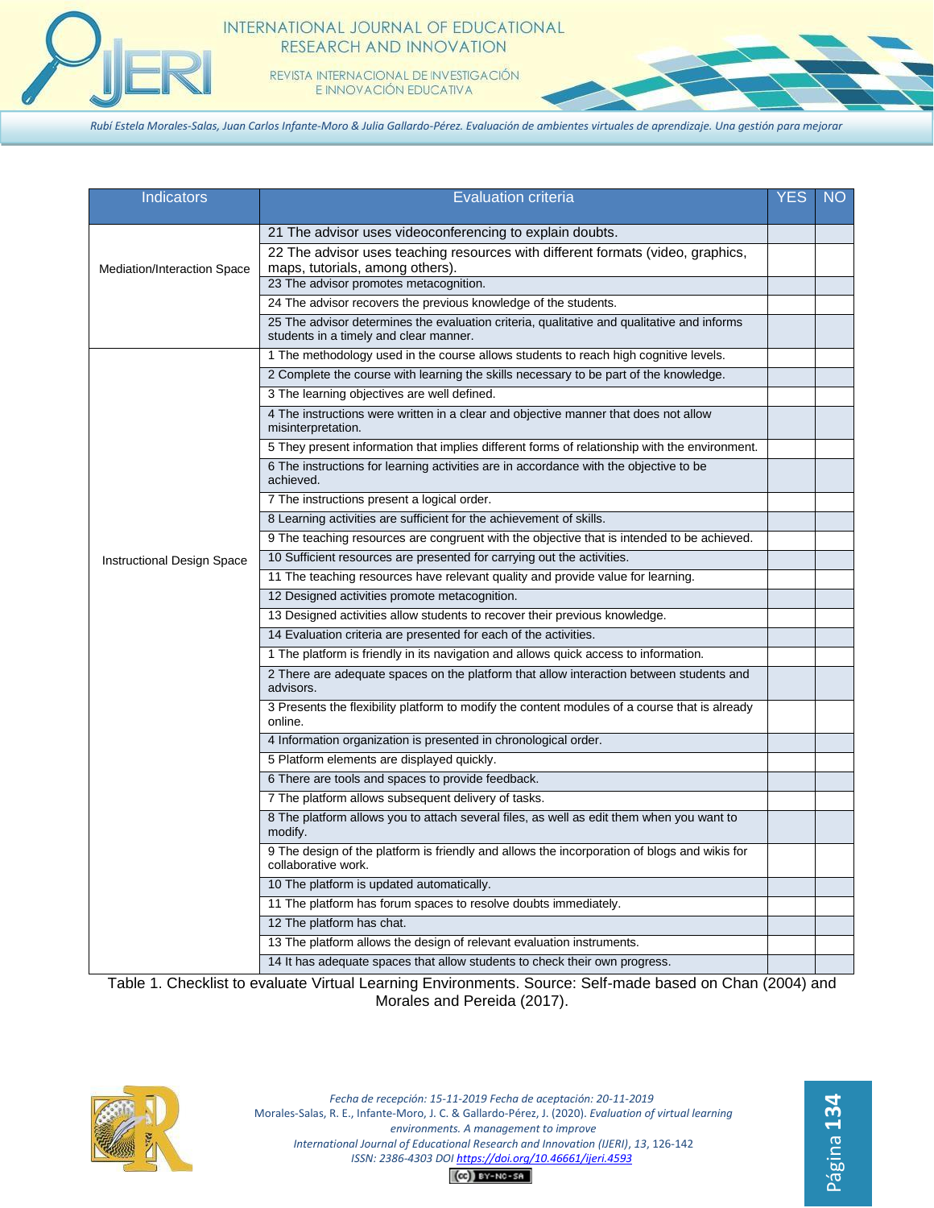| Indicators | Evaluation criteria | YES | NO |
|---|---|---|---|
| Mediation/Interaction Space | 21 The advisor uses videoconferencing to explain doubts. | | |
| | 22 The advisor uses teaching resources with different formats (video, graphics, maps, tutorials, among others). | | |
| | 23 The advisor promotes metacognition. | | |
| | 24 The advisor recovers the previous knowledge of the students. | | |
| | 25 The advisor determines the evaluation criteria, qualitative and qualitative and informs students in a timely and clear manner. | | |
| Instructional Design Space | 1 The methodology used in the course allows students to reach high cognitive levels. | | |
| | 2 Complete the course with learning the skills necessary to be part of the knowledge. | | |
| | 3 The learning objectives are well defined. | | |
| | 4 The instructions were written in a clear and objective manner that does not allow misinterpretation. | | |
| | 5 They present information that implies different forms of relationship with the environment. | | |
| | 6 The instructions for learning activities are in accordance with the objective to be achieved. | | |
| | 7 The instructions present a logical order. | | |
| | 8 Learning activities are sufficient for the achievement of skills. | | |
| | 9 The teaching resources are congruent with the objective that is intended to be achieved. | | |
| | 10 Sufficient resources are presented for carrying out the activities. | | |
| | 11 The teaching resources have relevant quality and provide value for learning. | | |
| | 12 Designed activities promote metacognition. | | |
| | 13 Designed activities allow students to recover their previous knowledge. | | |
| | 14 Evaluation criteria are presented for each of the activities. | | |
| | 1 The platform is friendly in its navigation and allows quick access to information. | | |
| | 2 There are adequate spaces on the platform that allow interaction between students and advisors. | | |
| | 3 Presents the flexibility platform to modify the content modules of a course that is already online. | | |
| | 4 Information organization is presented in chronological order. | | |
| | 5 Platform elements are displayed quickly. | | |
| | 6 There are tools and spaces to provide feedback. | | |
| | 7 The platform allows subsequent delivery of tasks. | | |
| | 8 The platform allows you to attach several files, as well as edit them when you want to modify. | | |
| | 9 The design of the platform is friendly and allows the incorporation of blogs and wikis for collaborative work. | | |
| | 10 The platform is updated automatically. | | |
| | 11 The platform has forum spaces to resolve doubts immediately. | | |
| | 12 The platform has chat. | | |
| | 13 The platform allows the design of relevant evaluation instruments. | | |
| | 14 It has adequate spaces that allow students to check their own progress. | | |

Table 1. Checklist to evaluate Virtual Learning Environments. Source: Self-made based on Chan (2004) and Morales and Pereida (2017).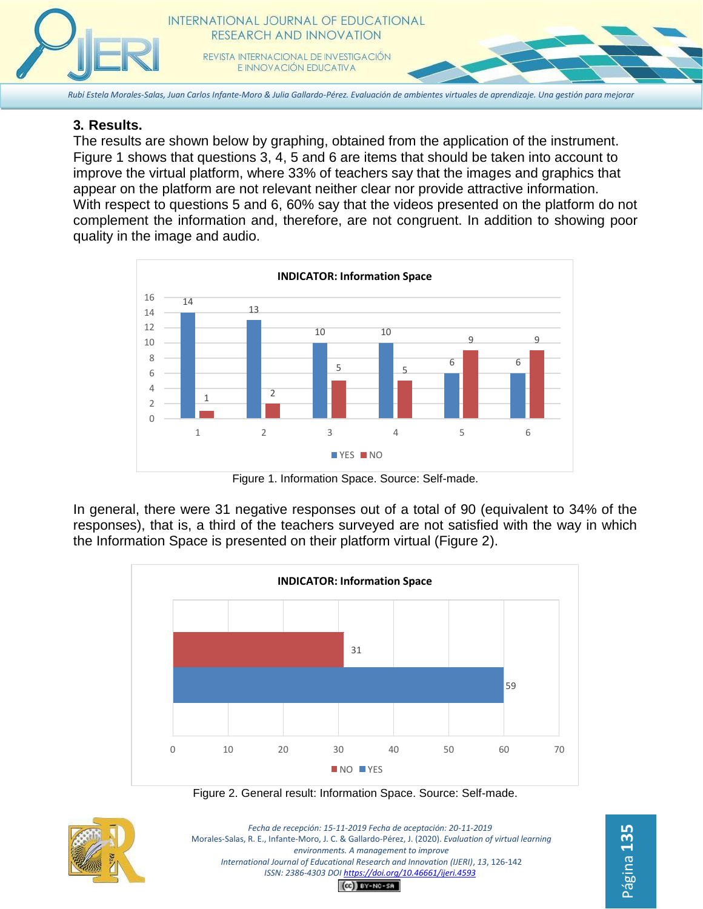### 3. Results.

The results are shown below by graphing, obtained from the application of the instrument. Figure 1 shows that questions 3, 4, 5 and 6 are items that should be taken into account to improve the virtual platform, where 33% of teachers say that the images and graphics that appear on the platform are not relevant neither clear nor provide attractive information. With respect to questions 5 and 6, 60% say that the videos presented on the platform do not complement the information and, therefore, are not congruent. In addition to showing poor quality in the image and audio.

Figure 1. Information Space. Source: Self-made.

In general, there were 31 negative responses out of a total of 90 (equivalent to 34% of the responses), that is, a third of the teachers surveyed are not satisfied with the way in which the Information Space is presented on their platform virtual (Figure 2).

Figure 2. General result: Information Space. Source: Self-made.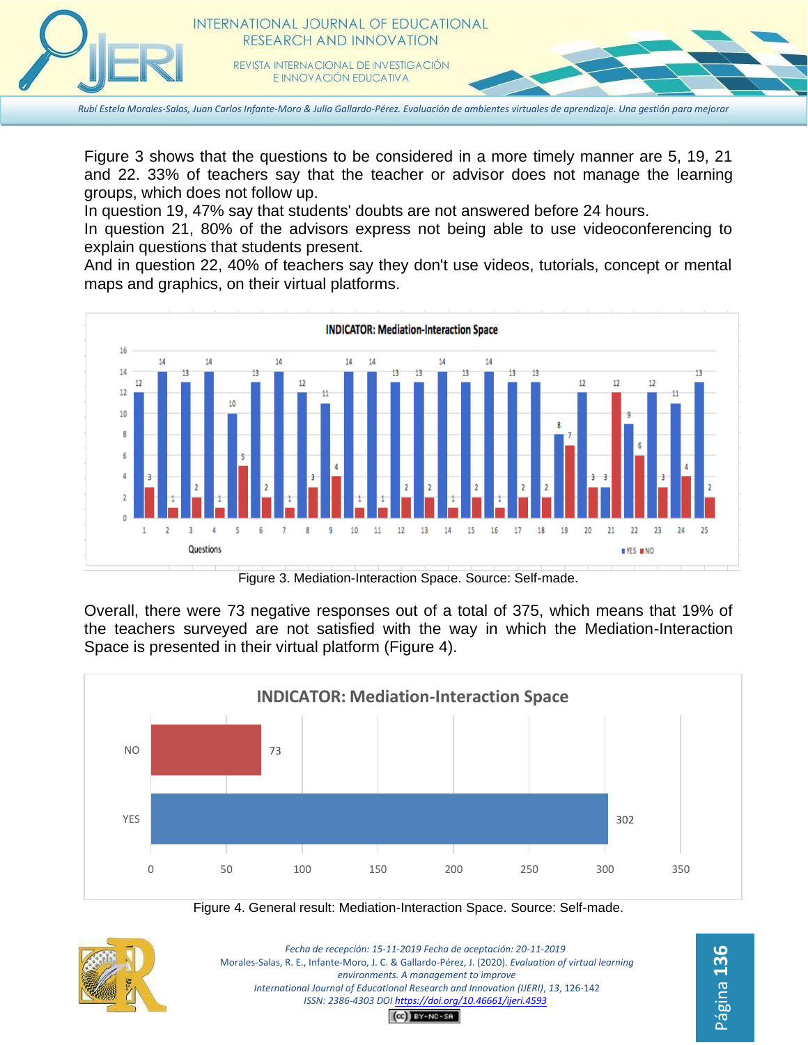Figure 3 shows that the questions to be considered in a more timely manner are 5, 19, 21 and 22. 33% of teachers say that the teacher or advisor does not manage the learning groups, which does not follow up.

In question 19, 47% say that students' doubts are not answered before 24 hours.

In question 21, 80% of the advisors express not being able to use videoconferencing to explain questions that students present.

And in question 22, 40% of teachers say they don't use videos, tutorials, concept or mental maps and graphics, on their virtual platforms.

Figure 3. Mediation-Interaction Space. Source: Self-made.

Overall, there were 73 negative responses out of a total of 375, which means that 19% of the teachers surveyed are not satisfied with the way in which the Mediation-Interaction Space is presented in their virtual platform (Figure 4).

Figure 4. General result: Mediation-Interaction Space. Source: Self-made.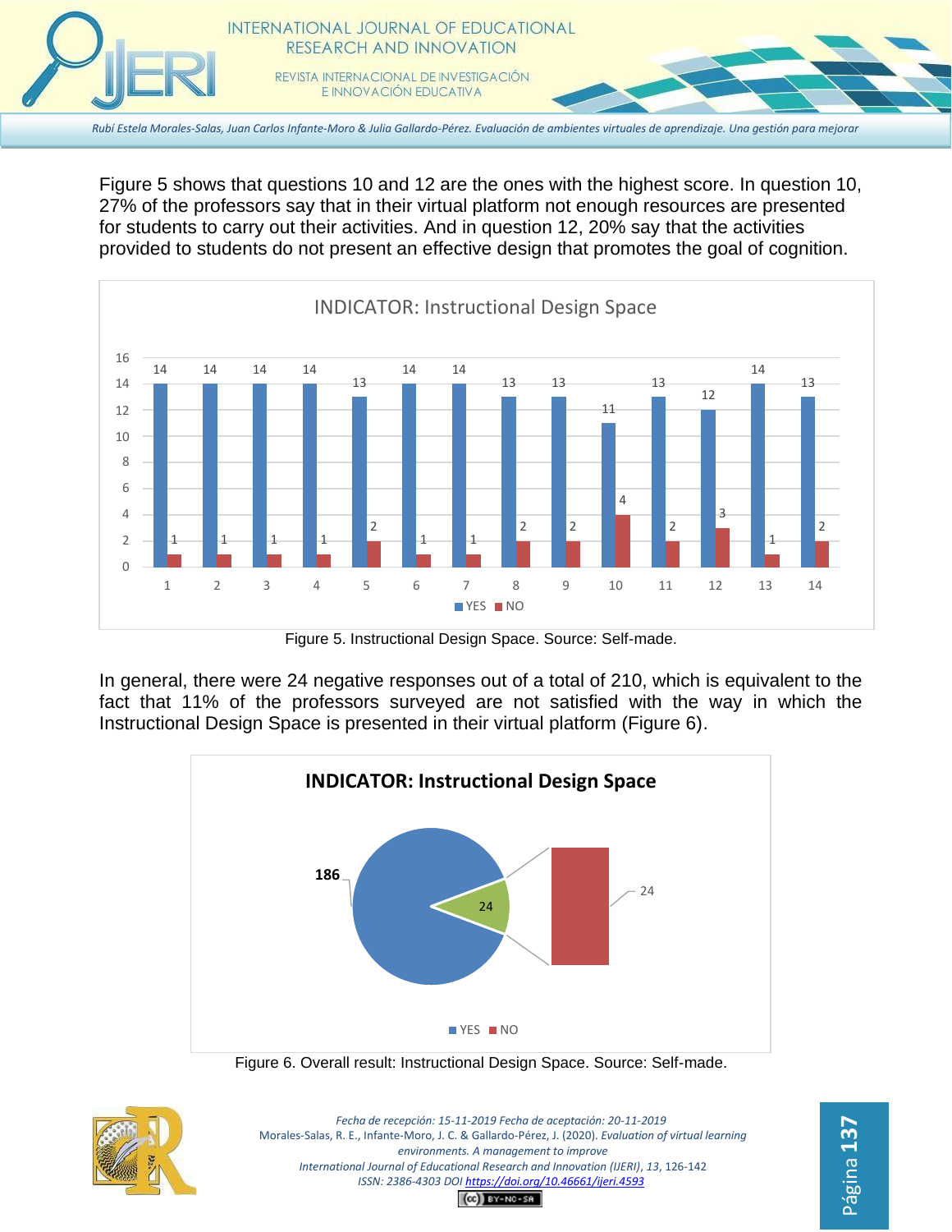Figure 5 shows that questions 10 and 12 are the ones with the highest score. In question 10, 27% of the professors say that in their virtual platform not enough resources are presented for students to carry out their activities. And in question 12, 20% say that the activities provided to students do not present an effective design that promotes the goal of cognition.

Figure 5. Instructional Design Space. Source: Self-made.

In general, there were 24 negative responses out of a total of 210, which is equivalent to the fact that 11% of the professors surveyed are not satisfied with the way in which the Instructional Design Space is presented in their virtual platform (Figure 6).

Figure 6. Overall result: Instructional Design Space. Source: Self-made.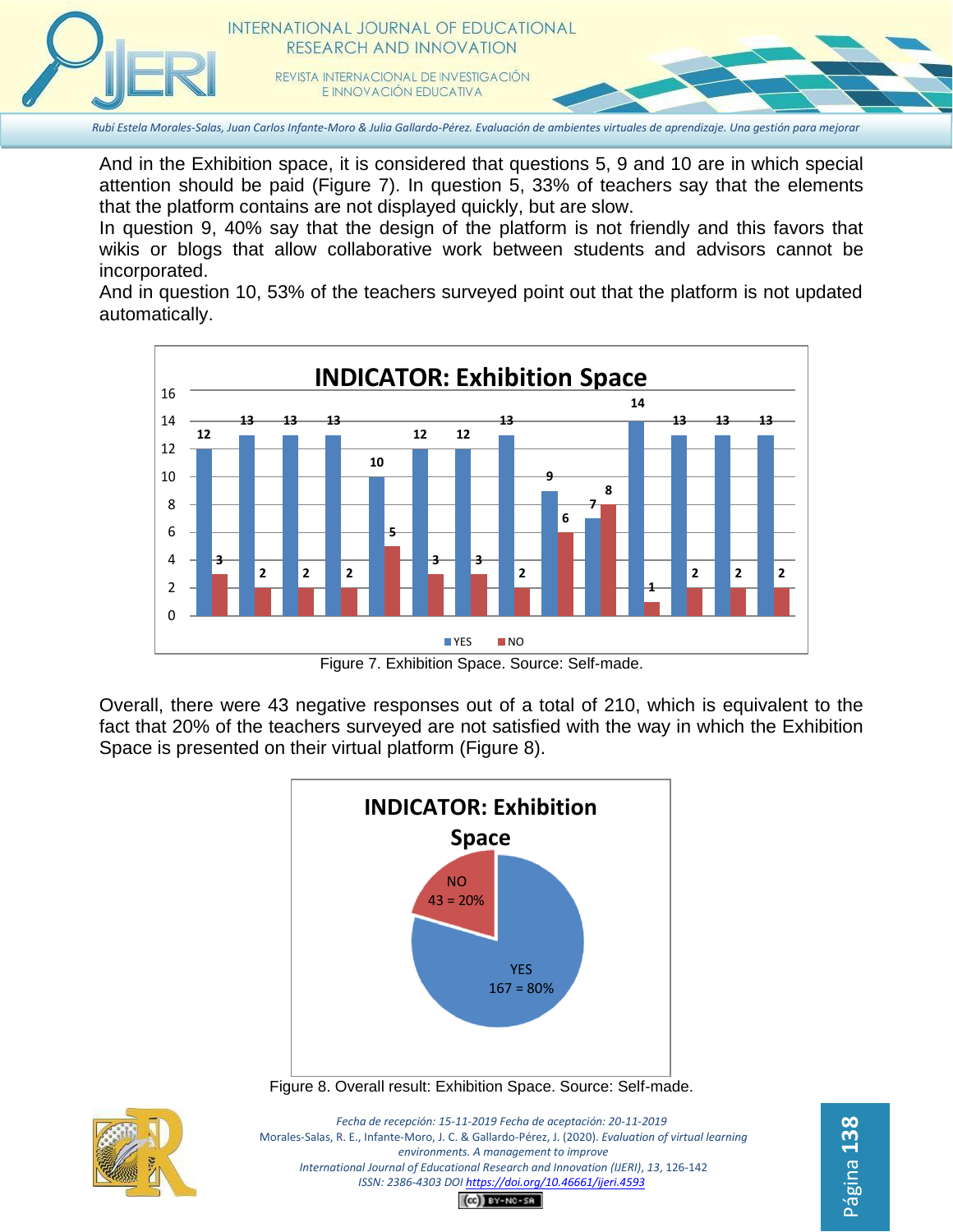And in the Exhibition space, it is considered that questions 5, 9 and 10 are in which special attention should be paid (Figure 7). In question 5, 33% of teachers say that the elements that the platform contains are not displayed quickly, but are slow.
In question 9, 40% say that the design of the platform is not friendly and this favors that wikis or blogs that allow collaborative work between students and advisors cannot be incorporated.
And in question 10, 53% of the teachers surveyed point out that the platform is not updated automatically.

Figure 7. Exhibition Space. Source: Self-made.

Overall, there were 43 negative responses out of a total of 210, which is equivalent to the fact that 20% of the teachers surveyed are not satisfied with the way in which the Exhibition Space is presented on their virtual platform (Figure 8).

Figure 8. Overall result: Exhibition Space. Source: Self-made.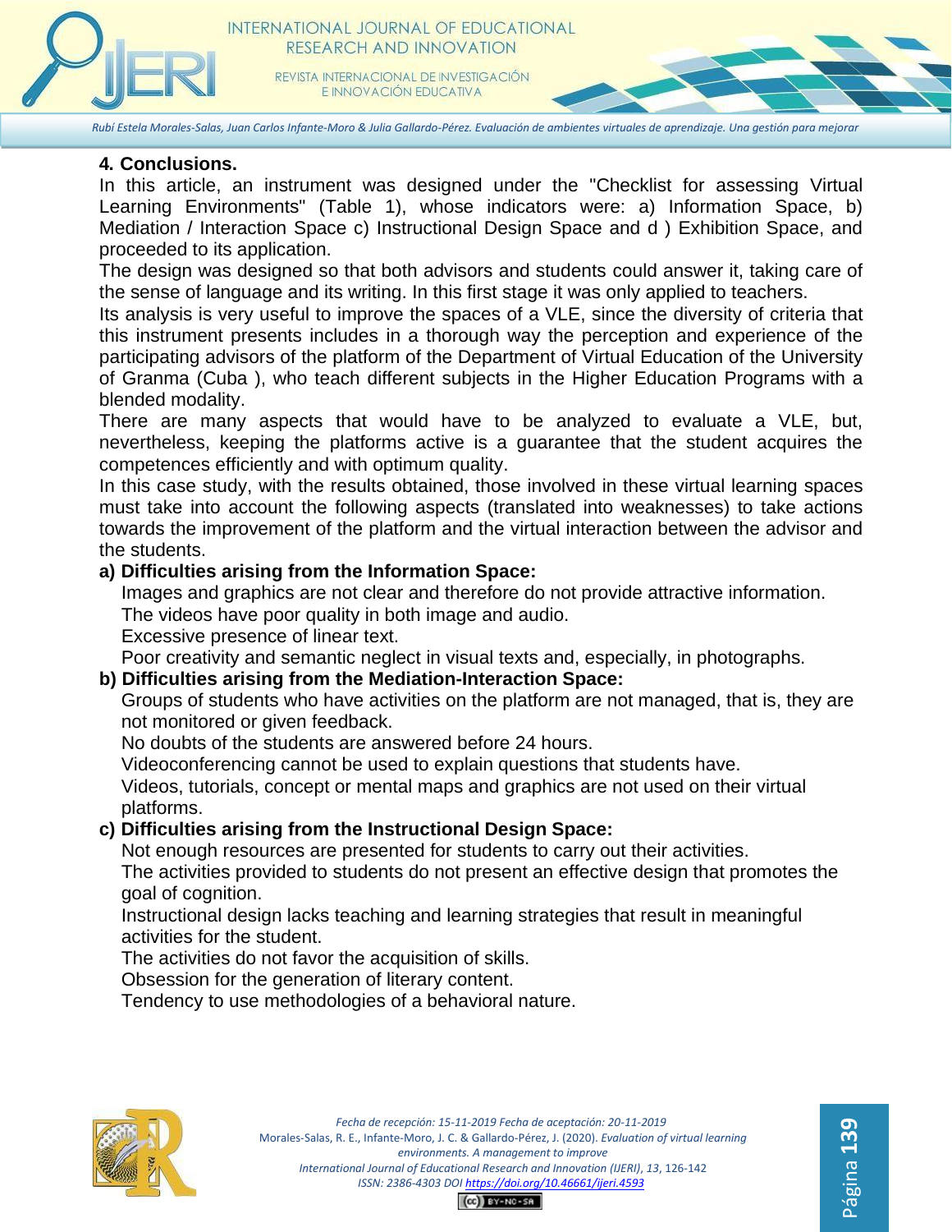## 4. Conclusions.

In this article, an instrument was designed under the "Checklist for assessing Virtual Learning Environments" (Table 1), whose indicators were: a) Information Space, b) Mediation / Interaction Space c) Instructional Design Space and d ) Exhibition Space, and proceeded to its application.

The design was designed so that both advisors and students could answer it, taking care of the sense of language and its writing. In this first stage it was only applied to teachers.

Its analysis is very useful to improve the spaces of a VLE, since the diversity of criteria that this instrument presents includes in a thorough way the perception and experience of the participating advisors of the platform of the Department of Virtual Education of the University of Granma (Cuba ), who teach different subjects in the Higher Education Programs with a blended modality.

There are many aspects that would have to be analyzed to evaluate a VLE, but, nevertheless, keeping the platforms active is a guarantee that the student acquires the competences efficiently and with optimum quality.

In this case study, with the results obtained, those involved in these virtual learning spaces must take into account the following aspects (translated into weaknesses) to take actions towards the improvement of the platform and the virtual interaction between the advisor and the students.

**a) Difficulties arising from the Information Space:**

Images and graphics are not clear and therefore do not provide attractive information.
The videos have poor quality in both image and audio.
Excessive presence of linear text.
Poor creativity and semantic neglect in visual texts and, especially, in photographs.

**b) Difficulties arising from the Mediation-Interaction Space:**

Groups of students who have activities on the platform are not managed, that is, they are not monitored or given feedback.
No doubts of the students are answered before 24 hours.
Videoconferencing cannot be used to explain questions that students have.
Videos, tutorials, concept or mental maps and graphics are not used on their virtual platforms.

**c) Difficulties arising from the Instructional Design Space:**

Not enough resources are presented for students to carry out their activities.
The activities provided to students do not present an effective design that promotes the goal of cognition.
Instructional design lacks teaching and learning strategies that result in meaningful activities for the student.
The activities do not favor the acquisition of skills.
Obsession for the generation of literary content.
Tendency to use methodologies of a behavioral nature.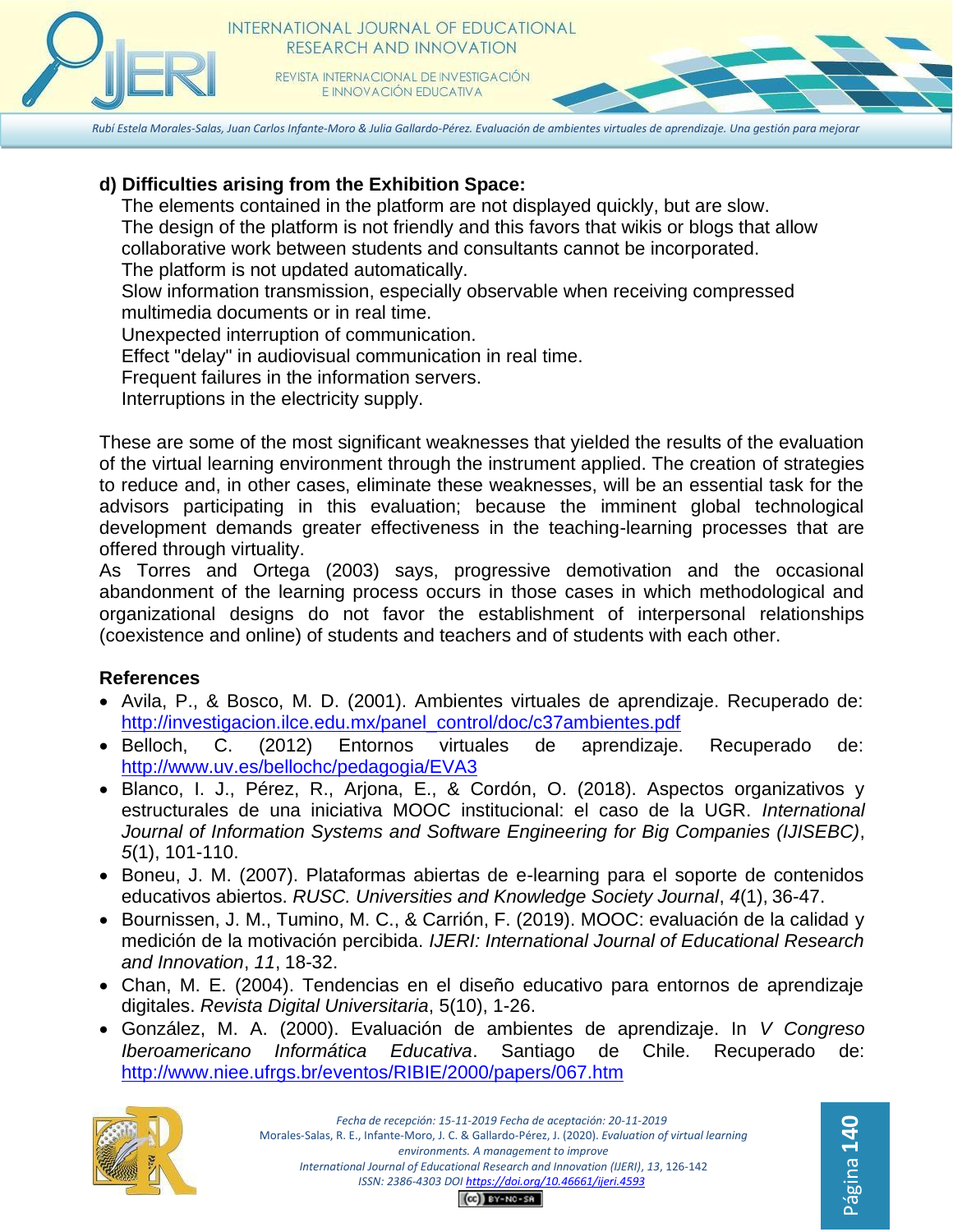**d) Difficulties arising from the Exhibition Space:**

The elements contained in the platform are not displayed quickly, but are slow.
The design of the platform is not friendly and this favors that wikis or blogs that allow collaborative work between students and consultants cannot be incorporated.
The platform is not updated automatically.
Slow information transmission, especially observable when receiving compressed multimedia documents or in real time.
Unexpected interruption of communication.
Effect "delay" in audiovisual communication in real time.
Frequent failures in the information servers.
Interruptions in the electricity supply.

These are some of the most significant weaknesses that yielded the results of the evaluation of the virtual learning environment through the instrument applied. The creation of strategies to reduce and, in other cases, eliminate these weaknesses, will be an essential task for the advisors participating in this evaluation; because the imminent global technological development demands greater effectiveness in the teaching-learning processes that are offered through virtuality.
As Torres and Ortega (2003) says, progressive demotivation and the occasional abandonment of the learning process occurs in those cases in which methodological and organizational designs do not favor the establishment of interpersonal relationships (coexistence and online) of students and teachers and of students with each other.

## References

- Avila, P., & Bosco, M. D. (2001). Ambientes virtuales de aprendizaje. Recuperado de: http://investigacion.ilce.edu.mx/panel_control/doc/c37ambientes.pdf
- Belloch, C. (2012) Entornos virtuales de aprendizaje. Recuperado de: http://www.uv.es/bellochc/pedagogia/EVA3
- Blanco, I. J., Pérez, R., Arjona, E., & Cordón, O. (2018). Aspectos organizativos y estructurales de una iniciativa MOOC institucional: el caso de la UGR. *International Journal of Information Systems and Software Engineering for Big Companies (IJISEBC)*, *5*(1), 101-110.
- Boneu, J. M. (2007). Plataformas abiertas de e-learning para el soporte de contenidos educativos abiertos. *RUSC. Universities and Knowledge Society Journal*, *4*(1), 36-47.
- Bournissen, J. M., Tumino, M. C., & Carrión, F. (2019). MOOC: evaluación de la calidad y medición de la motivación percibida. *IJERI: International Journal of Educational Research and Innovation*, *11*, 18-32.
- Chan, M. E. (2004). Tendencias en el diseño educativo para entornos de aprendizaje digitales. *Revista Digital Universitaria*, 5(10), 1-26.
- González, M. A. (2000). Evaluación de ambientes de aprendizaje. In *V Congreso Iberoamericano Informática Educativa*. Santiago de Chile. Recuperado de: http://www.niee.ufrgs.br/eventos/RIBIE/2000/papers/067.htm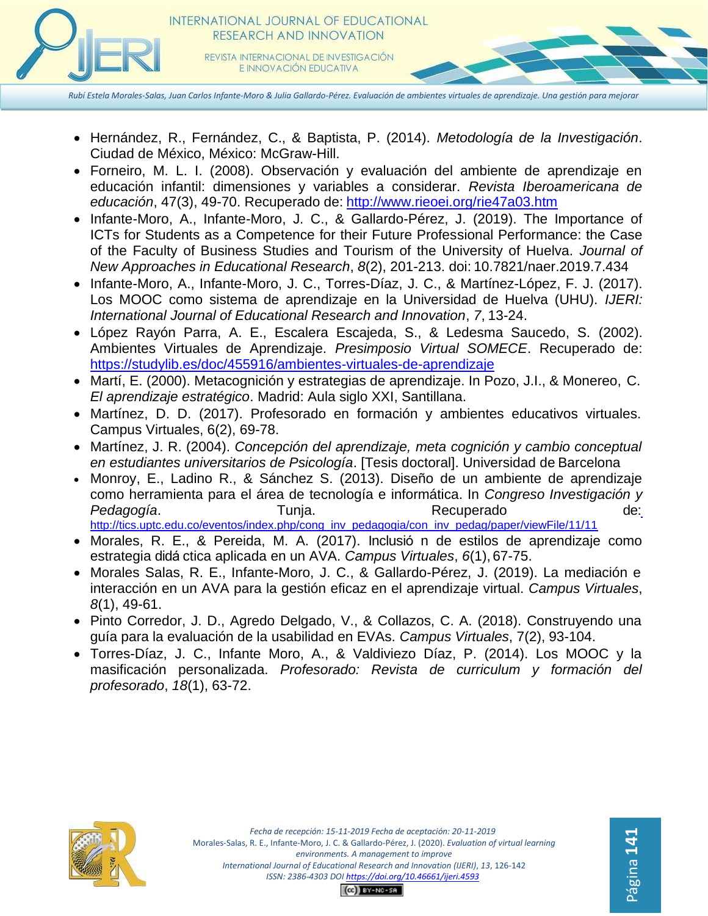- Hernández, R., Fernández, C., & Baptista, P. (2014). *Metodología de la Investigación*. Ciudad de México, México: McGraw-Hill.
- Forneiro, M. L. I. (2008). Observación y evaluación del ambiente de aprendizaje en educación infantil: dimensiones y variables a considerar. *Revista Iberoamericana de educación*, 47(3), 49-70. Recuperado de: http://www.rieoei.org/rie47a03.htm
- Infante-Moro, A., Infante-Moro, J. C., & Gallardo-Pérez, J. (2019). The Importance of ICTs for Students as a Competence for their Future Professional Performance: the Case of the Faculty of Business Studies and Tourism of the University of Huelva. *Journal of New Approaches in Educational Research*, *8*(2), 201-213. doi: 10.7821/naer.2019.7.434
- Infante-Moro, A., Infante-Moro, J. C., Torres-Díaz, J. C., & Martínez-López, F. J. (2017). Los MOOC como sistema de aprendizaje en la Universidad de Huelva (UHU). *IJERI: International Journal of Educational Research and Innovation*, *7*, 13-24.
- López Rayón Parra, A. E., Escalera Escajeda, S., & Ledesma Saucedo, S. (2002). Ambientes Virtuales de Aprendizaje. *Presimposio Virtual SOMECE*. Recuperado de: https://studylib.es/doc/455916/ambientes-virtuales-de-aprendizaje
- Martí, E. (2000). Metacognición y estrategias de aprendizaje. In Pozo, J.I., & Monereo, C. *El aprendizaje estratégico*. Madrid: Aula siglo XXI, Santillana.
- Martínez, D. D. (2017). Profesorado en formación y ambientes educativos virtuales. Campus Virtuales, 6(2), 69-78.
- Martínez, J. R. (2004). *Concepción del aprendizaje, meta cognición y cambio conceptual en estudiantes universitarios de Psicología*. [Tesis doctoral]. Universidad de Barcelona
- Monroy, E., Ladino R., & Sánchez S. (2013). Diseño de un ambiente de aprendizaje como herramienta para el área de tecnología e informática. In *Congreso Investigación y Pedagogía*. Tunja. Recuperado de: http://tics.uptc.edu.co/eventos/index.php/cong_inv_pedagogia/con_inv_pedag/paper/viewFile/11/11
- Morales, R. E., & Pereida, M. A. (2017). Inclusió n de estilos de aprendizaje como estrategia didá ctica aplicada en un AVA. *Campus Virtuales*, *6*(1), 67-75.
- Morales Salas, R. E., Infante-Moro, J. C., & Gallardo-Pérez, J. (2019). La mediación e interacción en un AVA para la gestión eficaz en el aprendizaje virtual. *Campus Virtuales*, *8*(1), 49-61.
- Pinto Corredor, J. D., Agredo Delgado, V., & Collazos, C. A. (2018). Construyendo una guía para la evaluación de la usabilidad en EVAs. *Campus Virtuales*, 7(2), 93-104.
- Torres-Díaz, J. C., Infante Moro, A., & Valdiviezo Díaz, P. (2014). Los MOOC y la masificación personalizada. *Profesorado: Revista de curriculum y formación del profesorado*, *18*(1), 63-72.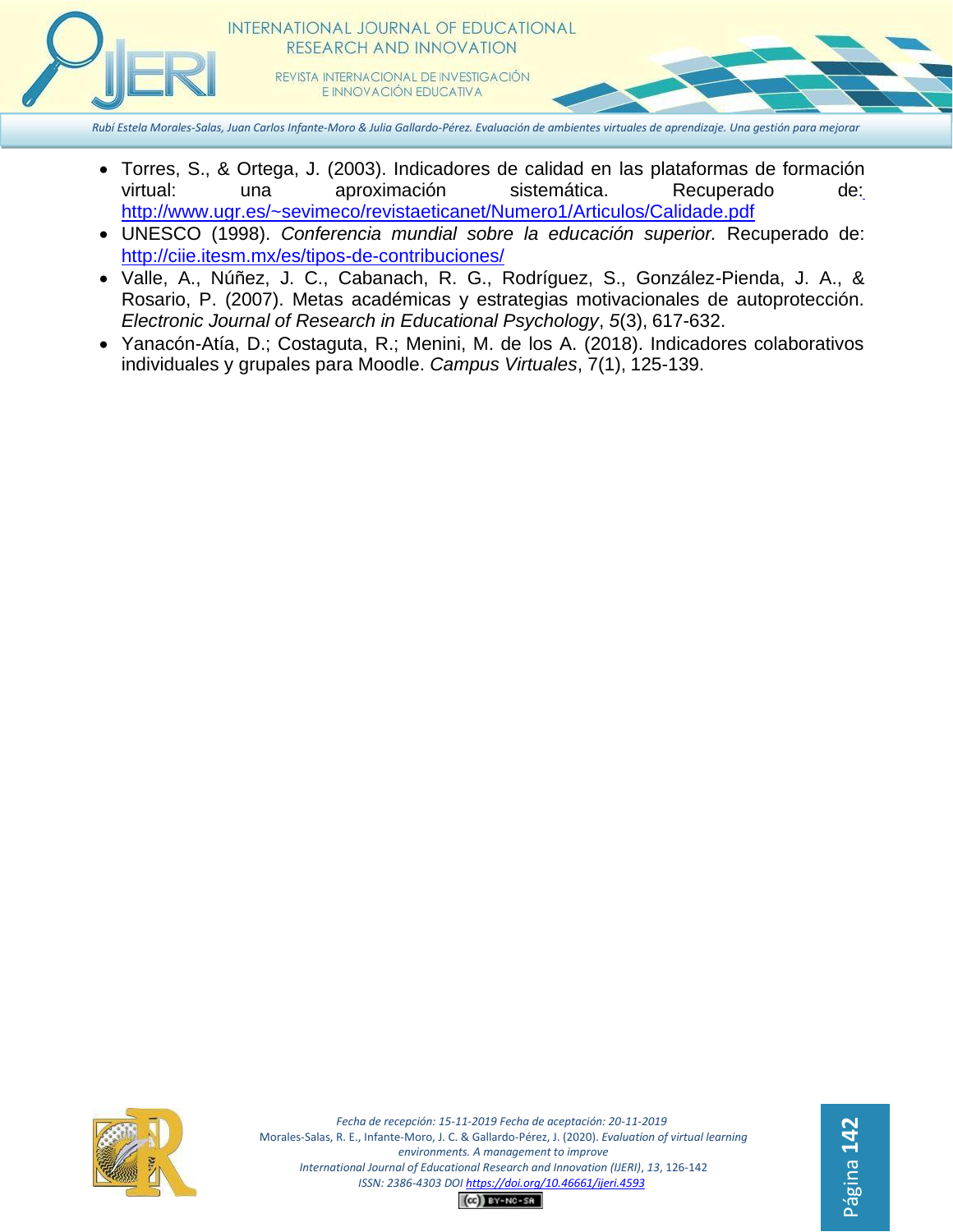- Torres, S., & Ortega, J. (2003). Indicadores de calidad en las plataformas de formación virtual: una aproximación sistemática. Recuperado de: http://www.ugr.es/~sevimeco/revistaeticanet/Numero1/Articulos/Calidade.pdf
- UNESCO (1998). *Conferencia mundial sobre la educación superior.* Recuperado de: http://ciie.itesm.mx/es/tipos-de-contribuciones/
- Valle, A., Núñez, J. C., Cabanach, R. G., Rodríguez, S., González-Pienda, J. A., & Rosario, P. (2007). Metas académicas y estrategias motivacionales de autoprotección. *Electronic Journal of Research in Educational Psychology*, *5*(3), 617-632.
- Yanacón-Atía, D.; Costaguta, R.; Menini, M. de los A. (2018). Indicadores colaborativos individuales y grupales para Moodle. *Campus Virtuales*, 7(1), 125-139.